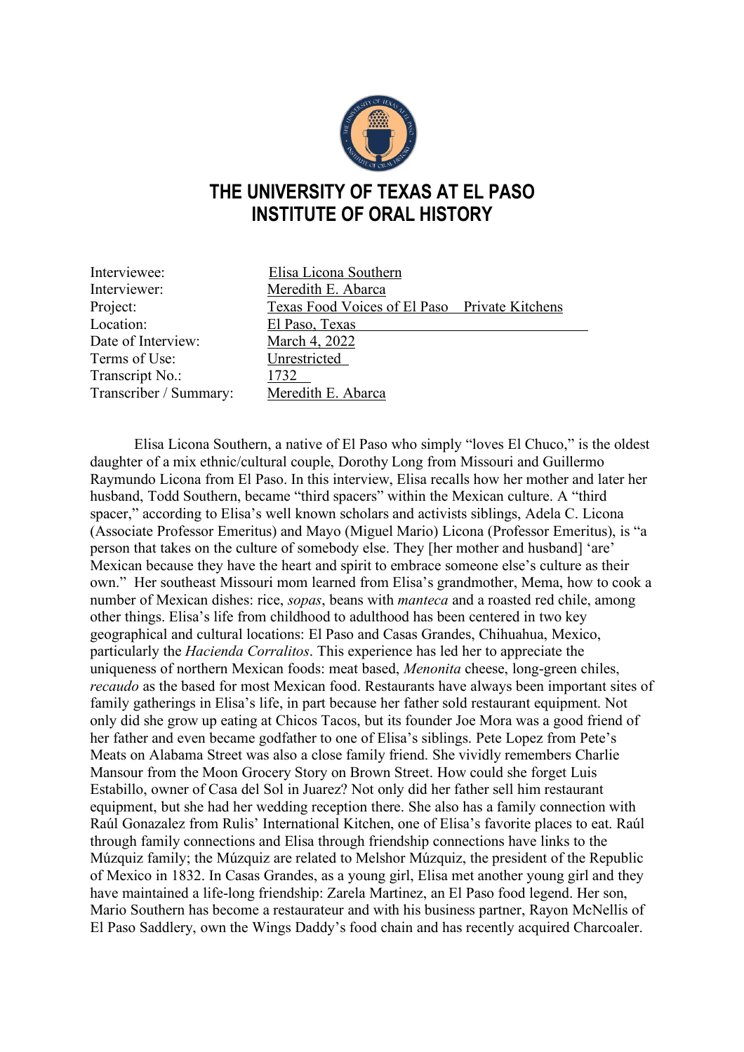# THE UNIVERSITY OF TEXAS AT EL PASO
# INSTITUTE OF ORAL HISTORY

| | |
|---|---|
| Interviewee: | Elisa Licona Southern |
| Interviewer: | Meredith E. Abarca |
| Project: | Texas Food Voices of El Paso Private Kitchens |
| Location: | El Paso, Texas |
| Date of Interview: | March 4, 2022 |
| Terms of Use: | Unrestricted |
| Transcript No.: | 1732 |
| Transcriber / Summary: | Meredith E. Abarca |

Elisa Licona Southern, a native of El Paso who simply "loves El Chuco," is the oldest daughter of a mix ethnic/cultural couple, Dorothy Long from Missouri and Guillermo Raymundo Licona from El Paso. In this interview, Elisa recalls how her mother and later her husband, Todd Southern, became "third spacers" within the Mexican culture. A "third spacer," according to Elisa's well known scholars and activists siblings, Adela C. Licona (Associate Professor Emeritus) and Mayo (Miguel Mario) Licona (Professor Emeritus), is "a person that takes on the culture of somebody else. They [her mother and husband] 'are' Mexican because they have the heart and spirit to embrace someone else's culture as their own." Her southeast Missouri mom learned from Elisa's grandmother, Mema, how to cook a number of Mexican dishes: rice, *sopas*, beans with *manteca* and a roasted red chile, among other things. Elisa's life from childhood to adulthood has been centered in two key geographical and cultural locations: El Paso and Casas Grandes, Chihuahua, Mexico, particularly the *Hacienda Corralitos*. This experience has led her to appreciate the uniqueness of northern Mexican foods: meat based, *Menonita* cheese, long-green chiles, *recaudo* as the based for most Mexican food. Restaurants have always been important sites of family gatherings in Elisa's life, in part because her father sold restaurant equipment. Not only did she grow up eating at Chicos Tacos, but its founder Joe Mora was a good friend of her father and even became godfather to one of Elisa's siblings. Pete Lopez from Pete's Meats on Alabama Street was also a close family friend. She vividly remembers Charlie Mansour from the Moon Grocery Story on Brown Street. How could she forget Luis Estabillo, owner of Casa del Sol in Juarez? Not only did her father sell him restaurant equipment, but she had her wedding reception there. She also has a family connection with Raúl Gonazalez from Rulis' International Kitchen, one of Elisa's favorite places to eat. Raúl through family connections and Elisa through friendship connections have links to the Múzquiz family; the Múzquiz are related to Melshor Múzquiz, the president of the Republic of Mexico in 1832. In Casas Grandes, as a young girl, Elisa met another young girl and they have maintained a life-long friendship: Zarela Martinez, an El Paso food legend. Her son, Mario Southern has become a restaurateur and with his business partner, Rayon McNellis of El Paso Saddlery, own the Wings Daddy's food chain and has recently acquired Charcoaler.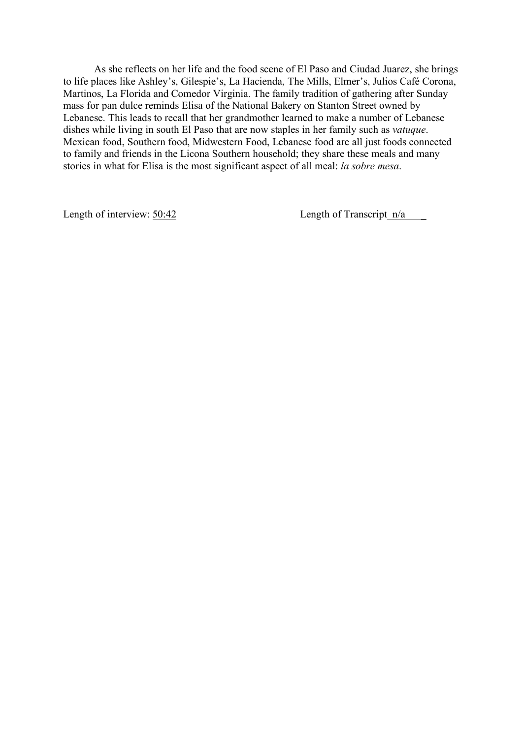As she reflects on her life and the food scene of El Paso and Ciudad Juarez, she brings to life places like Ashley's, Gilespie's, La Hacienda, The Mills, Elmer's, Julios Café Corona, Martinos, La Florida and Comedor Virginia. The family tradition of gathering after Sunday mass for pan dulce reminds Elisa of the National Bakery on Stanton Street owned by Lebanese. This leads to recall that her grandmother learned to make a number of Lebanese dishes while living in south El Paso that are now staples in her family such as *vatuque*. Mexican food, Southern food, Midwestern Food, Lebanese food are all just foods connected to family and friends in the Licona Southern household; they share these meals and many stories in what for Elisa is the most significant aspect of all meal: *la sobre mesa*.

Length of interview: 50:42 Length of Transcript n/a